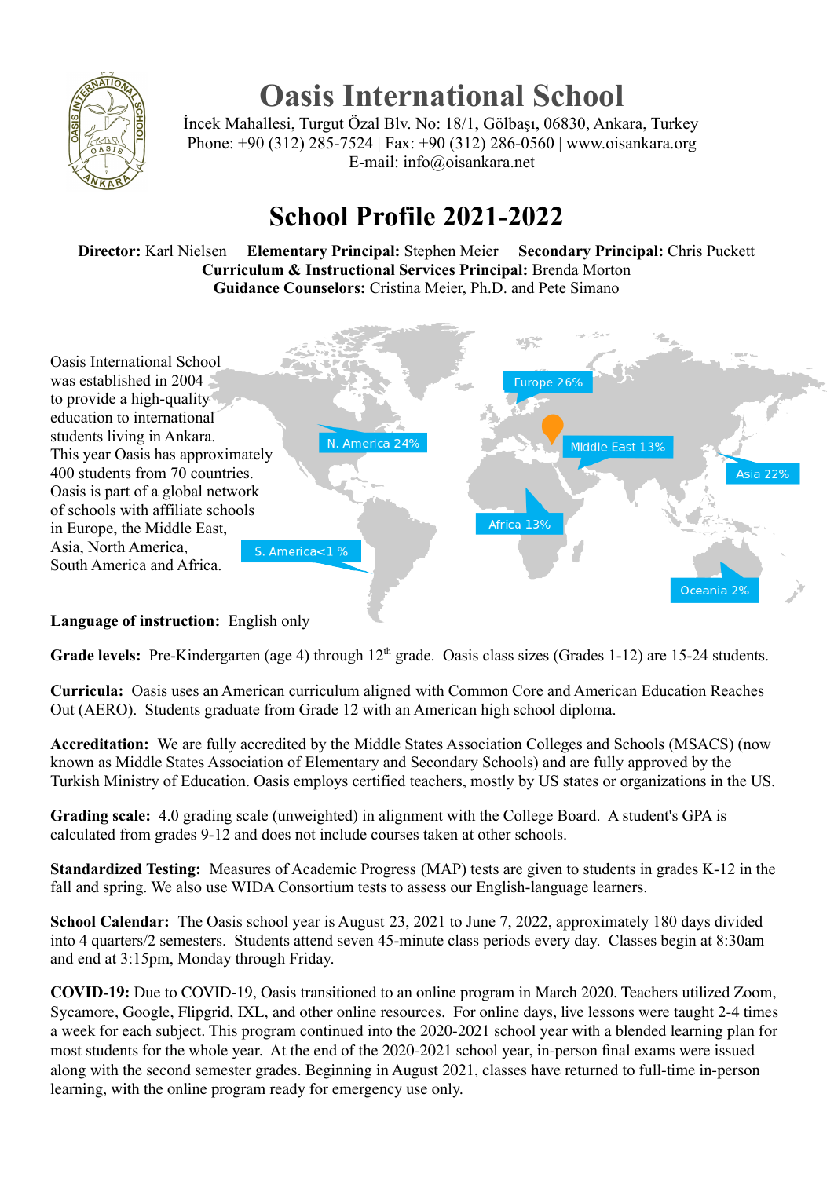# Oasis International School

İncek Mahallesi, Turgut Özal Blv. No: 18/1, Gölbaşı, 06830, Ankara, Turkey
Phone: +90 (312) 285-7524 | Fax: +90 (312) 286-0560 | www.oisankara.org
E-mail: info@oisankara.net

# School Profile 2021-2022

**Director:** Karl Nielsen **Elementary Principal:** Stephen Meier **Secondary Principal:** Chris Puckett
**Curriculum & Instructional Services Principal:** Brenda Morton
**Guidance Counselors:** Cristina Meier, Ph.D. and Pete Simano

Oasis International School was established in 2004 to provide a high-quality education to international students living in Ankara. This year Oasis has approximately 400 students from 70 countries. Oasis is part of a global network of schools with affiliate schools in Europe, the Middle East, Asia, North America, South America and Africa.

Europe 26%
N. America 24%
Middle East 13%
Asia 22%
Africa 13%
S. America<1 %
Oceania 2%

**Language of instruction:** English only

**Grade levels:** Pre-Kindergarten (age 4) through 12th grade. Oasis class sizes (Grades 1-12) are 15-24 students.

**Curricula:** Oasis uses an American curriculum aligned with Common Core and American Education Reaches Out (AERO). Students graduate from Grade 12 with an American high school diploma.

**Accreditation:** We are fully accredited by the Middle States Association Colleges and Schools (MSACS) (now known as Middle States Association of Elementary and Secondary Schools) and are fully approved by the Turkish Ministry of Education. Oasis employs certified teachers, mostly by US states or organizations in the US.

**Grading scale:** 4.0 grading scale (unweighted) in alignment with the College Board. A student's GPA is calculated from grades 9-12 and does not include courses taken at other schools.

**Standardized Testing:** Measures of Academic Progress (MAP) tests are given to students in grades K-12 in the fall and spring. We also use WIDA Consortium tests to assess our English-language learners.

**School Calendar:** The Oasis school year is August 23, 2021 to June 7, 2022, approximately 180 days divided into 4 quarters/2 semesters. Students attend seven 45-minute class periods every day. Classes begin at 8:30am and end at 3:15pm, Monday through Friday.

**COVID-19:** Due to COVID-19, Oasis transitioned to an online program in March 2020. Teachers utilized Zoom, Sycamore, Google, Flipgrid, IXL, and other online resources. For online days, live lessons were taught 2-4 times a week for each subject. This program continued into the 2020-2021 school year with a blended learning plan for most students for the whole year. At the end of the 2020-2021 school year, in-person final exams were issued along with the second semester grades. Beginning in August 2021, classes have returned to full-time in-person learning, with the online program ready for emergency use only.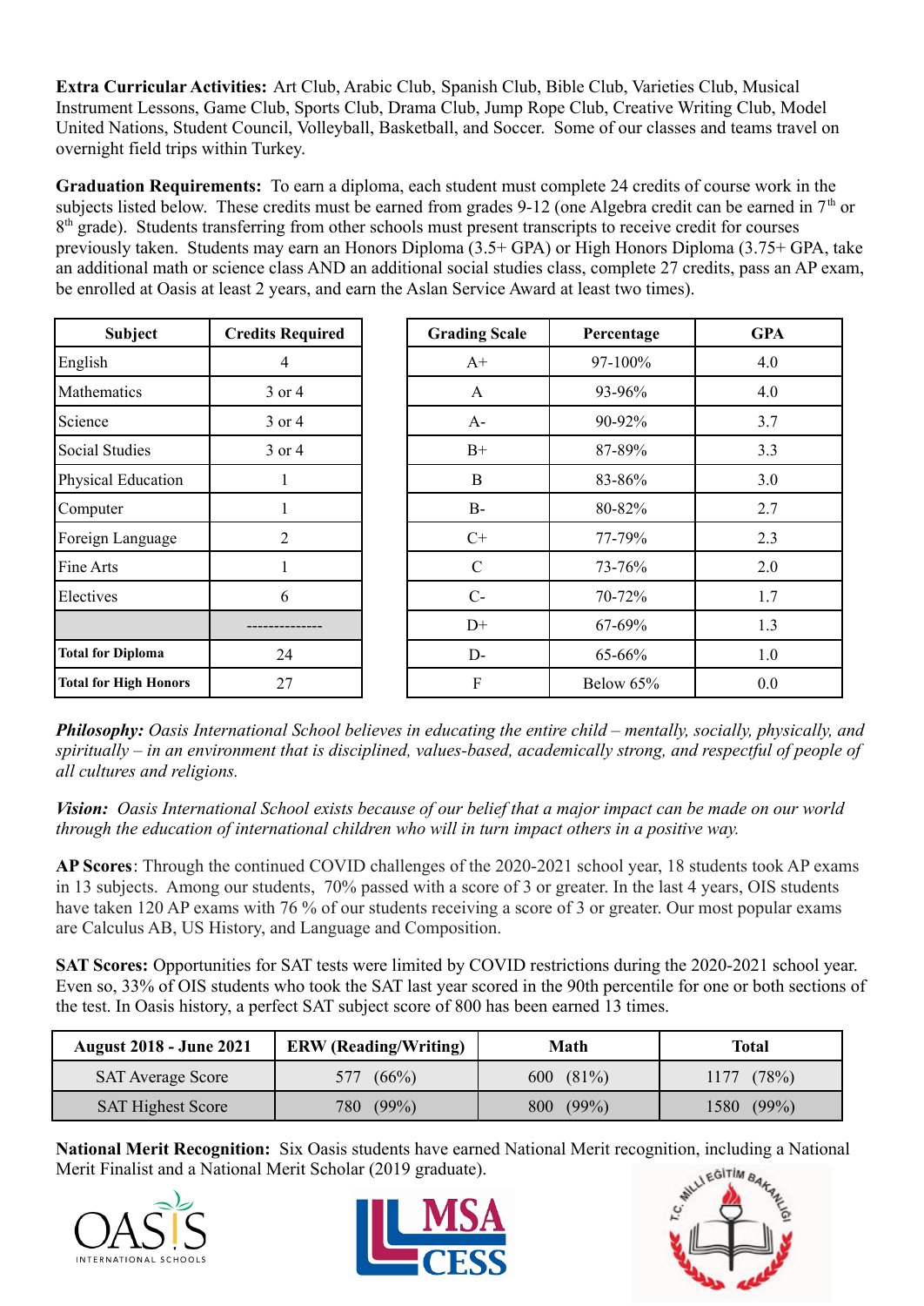**Extra Curricular Activities:** Art Club, Arabic Club, Spanish Club, Bible Club, Varieties Club, Musical Instrument Lessons, Game Club, Sports Club, Drama Club, Jump Rope Club, Creative Writing Club, Model United Nations, Student Council, Volleyball, Basketball, and Soccer. Some of our classes and teams travel on overnight field trips within Turkey.

**Graduation Requirements:** To earn a diploma, each student must complete 24 credits of course work in the subjects listed below. These credits must be earned from grades 9-12 (one Algebra credit can be earned in 7th or 8th grade). Students transferring from other schools must present transcripts to receive credit for courses previously taken. Students may earn an Honors Diploma (3.5+ GPA) or High Honors Diploma (3.75+ GPA, take an additional math or science class AND an additional social studies class, complete 27 credits, pass an AP exam, be enrolled at Oasis at least 2 years, and earn the Aslan Service Award at least two times).

| Subject | Credits Required |
|---|---|
| English | 4 |
| Mathematics | 3 or 4 |
| Science | 3 or 4 |
| Social Studies | 3 or 4 |
| Physical Education | 1 |
| Computer | 1 |
| Foreign Language | 2 |
| Fine Arts | 1 |
| Electives | 6 |
| | ------------- |
| **Total for Diploma** | 24 |
| **Total for High Honors** | 27 |

| Grading Scale | Percentage | GPA |
|---|---|---|
| A+ | 97-100% | 4.0 |
| A | 93-96% | 4.0 |
| A- | 90-92% | 3.7 |
| B+ | 87-89% | 3.3 |
| B | 83-86% | 3.0 |
| B- | 80-82% | 2.7 |
| C+ | 77-79% | 2.3 |
| C | 73-76% | 2.0 |
| C- | 70-72% | 1.7 |
| D+ | 67-69% | 1.3 |
| D- | 65-66% | 1.0 |
| F | Below 65% | 0.0 |

***Philosophy:*** *Oasis International School believes in educating the entire child – mentally, socially, physically, and spiritually – in an environment that is disciplined, values-based, academically strong, and respectful of people of all cultures and religions.*

***Vision:*** *Oasis International School exists because of our belief that a major impact can be made on our world through the education of international children who will in turn impact others in a positive way.*

**AP Scores**: Through the continued COVID challenges of the 2020-2021 school year, 18 students took AP exams in 13 subjects. Among our students, 70% passed with a score of 3 or greater. In the last 4 years, OIS students have taken 120 AP exams with 76 % of our students receiving a score of 3 or greater. Our most popular exams are Calculus AB, US History, and Language and Composition.

**SAT Scores:** Opportunities for SAT tests were limited by COVID restrictions during the 2020-2021 school year. Even so, 33% of OIS students who took the SAT last year scored in the 90th percentile for one or both sections of the test. In Oasis history, a perfect SAT subject score of 800 has been earned 13 times.

| August 2018 - June 2021 | ERW (Reading/Writing) | Math | Total |
|---|---|---|---|
| SAT Average Score | 577 (66%) | 600 (81%) | 1177 (78%) |
| SAT Highest Score | 780 (99%) | 800 (99%) | 1580 (99%) |

**National Merit Recognition:** Six Oasis students have earned National Merit recognition, including a National Merit Finalist and a National Merit Scholar (2019 graduate).

OASIS INTERNATIONAL SCHOOLS

MSA CESS

T.C. MİLLÎ EĞİTİM BAKANLIĞI